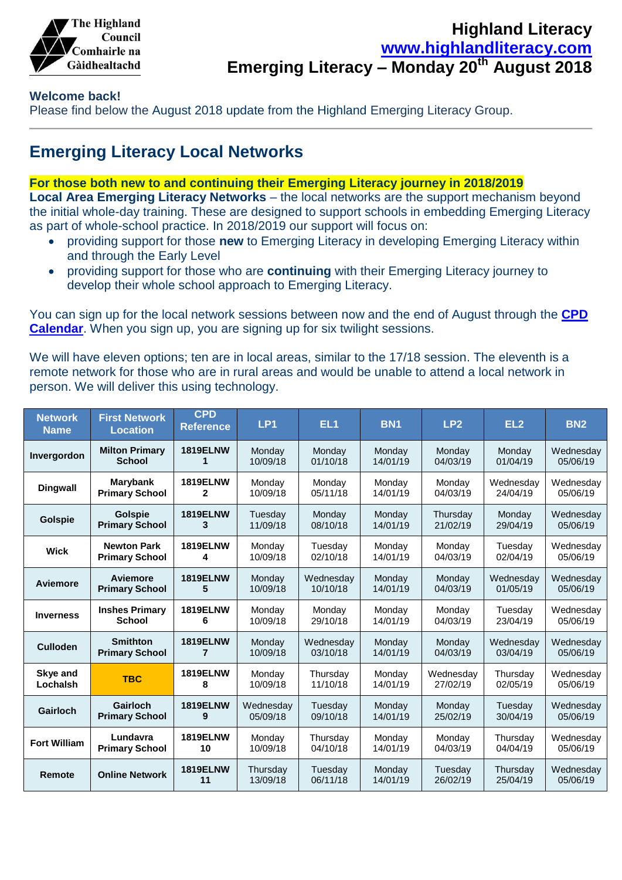The Highland Council
Comhairle na Gàidhealtachd

# Highland Literacy

www.highlandliteracy.com

# Emerging Literacy – Monday 20th August 2018

**Welcome back!**

Please find below the August 2018 update from the Highland Emerging Literacy Group.

---

## Emerging Literacy Local Networks

**For those both new to and continuing their Emerging Literacy journey in 2018/2019**

**Local Area Emerging Literacy Networks** – the local networks are the support mechanism beyond the initial whole-day training. These are designed to support schools in embedding Emerging Literacy as part of whole-school practice. In 2018/2019 our support will focus on:

- providing support for those **new** to Emerging Literacy in developing Emerging Literacy within and through the Early Level
- providing support for those who are **continuing** with their Emerging Literacy journey to develop their whole school approach to Emerging Literacy.

You can sign up for the local network sessions between now and the end of August through the **CPD Calendar**. When you sign up, you are signing up for six twilight sessions.

We will have eleven options; ten are in local areas, similar to the 17/18 session. The eleventh is a remote network for those who are in rural areas and would be unable to attend a local network in person. We will deliver this using technology.

| Network Name | First Network Location | CPD Reference | LP1 | EL1 | BN1 | LP2 | EL2 | BN2 |
|---|---|---|---|---|---|---|---|---|
| Invergordon | Milton Primary School | 1819ELNW 1 | Monday 10/09/18 | Monday 01/10/18 | Monday 14/01/19 | Monday 04/03/19 | Monday 01/04/19 | Wednesday 05/06/19 |
| Dingwall | Marybank Primary School | 1819ELNW 2 | Monday 10/09/18 | Monday 05/11/18 | Monday 14/01/19 | Monday 04/03/19 | Wednesday 24/04/19 | Wednesday 05/06/19 |
| Golspie | Golspie Primary School | 1819ELNW 3 | Tuesday 11/09/18 | Monday 08/10/18 | Monday 14/01/19 | Thursday 21/02/19 | Monday 29/04/19 | Wednesday 05/06/19 |
| Wick | Newton Park Primary School | 1819ELNW 4 | Monday 10/09/18 | Tuesday 02/10/18 | Monday 14/01/19 | Monday 04/03/19 | Tuesday 02/04/19 | Wednesday 05/06/19 |
| Aviemore | Aviemore Primary School | 1819ELNW 5 | Monday 10/09/18 | Wednesday 10/10/18 | Monday 14/01/19 | Monday 04/03/19 | Wednesday 01/05/19 | Wednesday 05/06/19 |
| Inverness | Inshes Primary School | 1819ELNW 6 | Monday 10/09/18 | Monday 29/10/18 | Monday 14/01/19 | Monday 04/03/19 | Tuesday 23/04/19 | Wednesday 05/06/19 |
| Culloden | Smithton Primary School | 1819ELNW 7 | Monday 10/09/18 | Wednesday 03/10/18 | Monday 14/01/19 | Monday 04/03/19 | Wednesday 03/04/19 | Wednesday 05/06/19 |
| Skye and Lochalsh | TBC | 1819ELNW 8 | Monday 10/09/18 | Thursday 11/10/18 | Monday 14/01/19 | Wednesday 27/02/19 | Thursday 02/05/19 | Wednesday 05/06/19 |
| Gairloch | Gairloch Primary School | 1819ELNW 9 | Wednesday 05/09/18 | Tuesday 09/10/18 | Monday 14/01/19 | Monday 25/02/19 | Tuesday 30/04/19 | Wednesday 05/06/19 |
| Fort William | Lundavra Primary School | 1819ELNW 10 | Monday 10/09/18 | Thursday 04/10/18 | Monday 14/01/19 | Monday 04/03/19 | Thursday 04/04/19 | Wednesday 05/06/19 |
| Remote | Online Network | 1819ELNW 11 | Thursday 13/09/18 | Tuesday 06/11/18 | Monday 14/01/19 | Tuesday 26/02/19 | Thursday 25/04/19 | Wednesday 05/06/19 |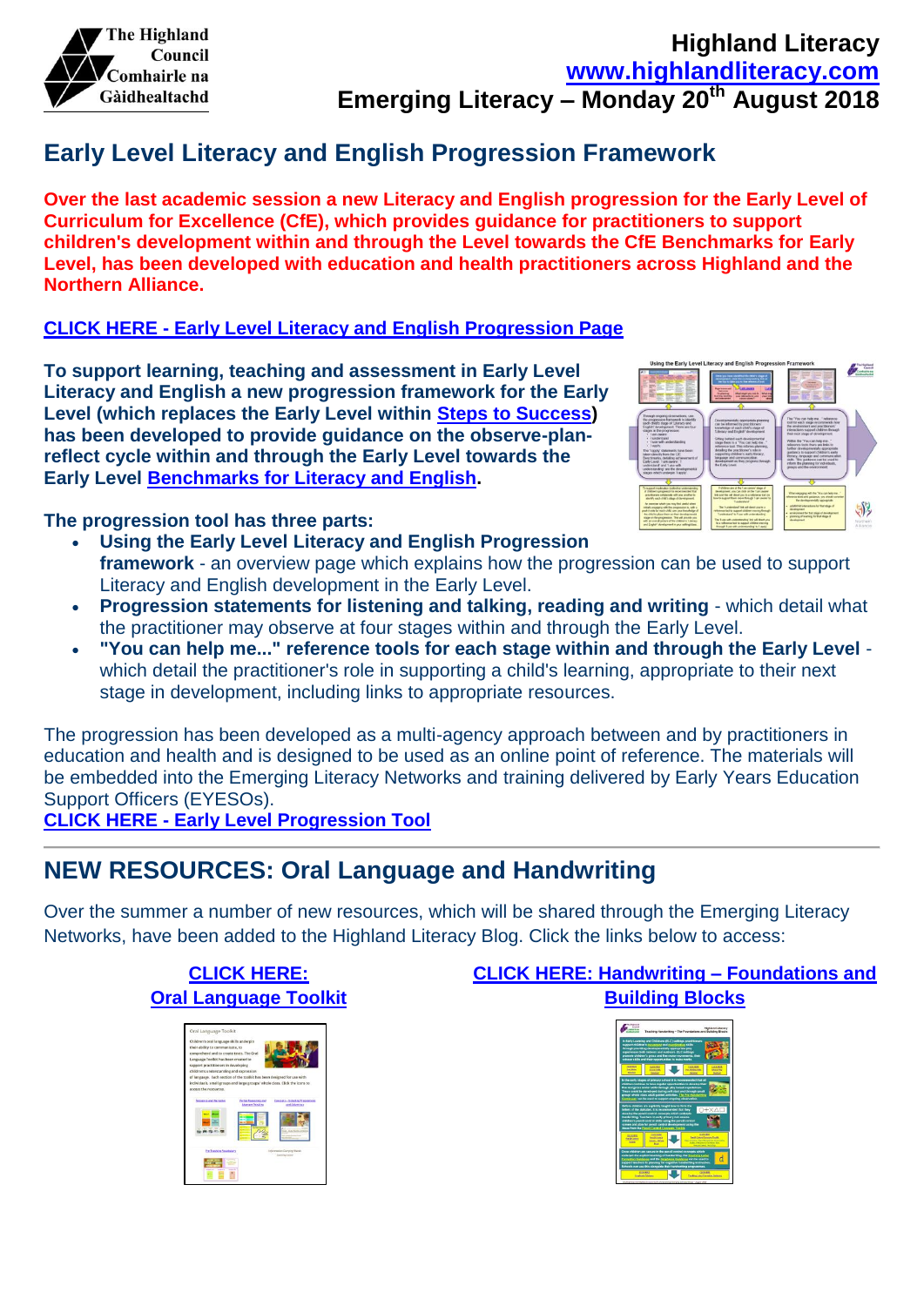The Highland Council
Comhairle na Gàidhealtachd

**Highland Literacy**
**www.highlandliteracy.com**
**Emerging Literacy – Monday 20th August 2018**

## Early Level Literacy and English Progression Framework

**Over the last academic session a new Literacy and English progression for the Early Level of Curriculum for Excellence (CfE), which provides guidance for practitioners to support children's development within and through the Level towards the CfE Benchmarks for Early Level, has been developed with education and health practitioners across Highland and the Northern Alliance.**

**CLICK HERE - Early Level Literacy and English Progression Page**

**To support learning, teaching and assessment in Early Level Literacy and English a new progression framework for the Early Level (which replaces the Early Level within Steps to Success) has been developed to provide guidance on the observe-plan-reflect cycle within and through the Early Level towards the Early Level Benchmarks for Literacy and English.**

**The progression tool has three parts:**

- **Using the Early Level Literacy and English Progression framework** - an overview page which explains how the progression can be used to support Literacy and English development in the Early Level.
- **Progression statements for listening and talking, reading and writing** - which detail what the practitioner may observe at four stages within and through the Early Level.
- **"You can help me..." reference tools for each stage within and through the Early Level** - which detail the practitioner's role in supporting a child's learning, appropriate to their next stage in development, including links to appropriate resources.

The progression has been developed as a multi-agency approach between and by practitioners in education and health and is designed to be used as an online point of reference. The materials will be embedded into the Emerging Literacy Networks and training delivered by Early Years Education Support Officers (EYESOs).

**CLICK HERE - Early Level Progression Tool**

## NEW RESOURCES: Oral Language and Handwriting

Over the summer a number of new resources, which will be shared through the Emerging Literacy Networks, have been added to the Highland Literacy Blog. Click the links below to access:

**CLICK HERE: Oral Language Toolkit**

**CLICK HERE: Handwriting – Foundations and Building Blocks**